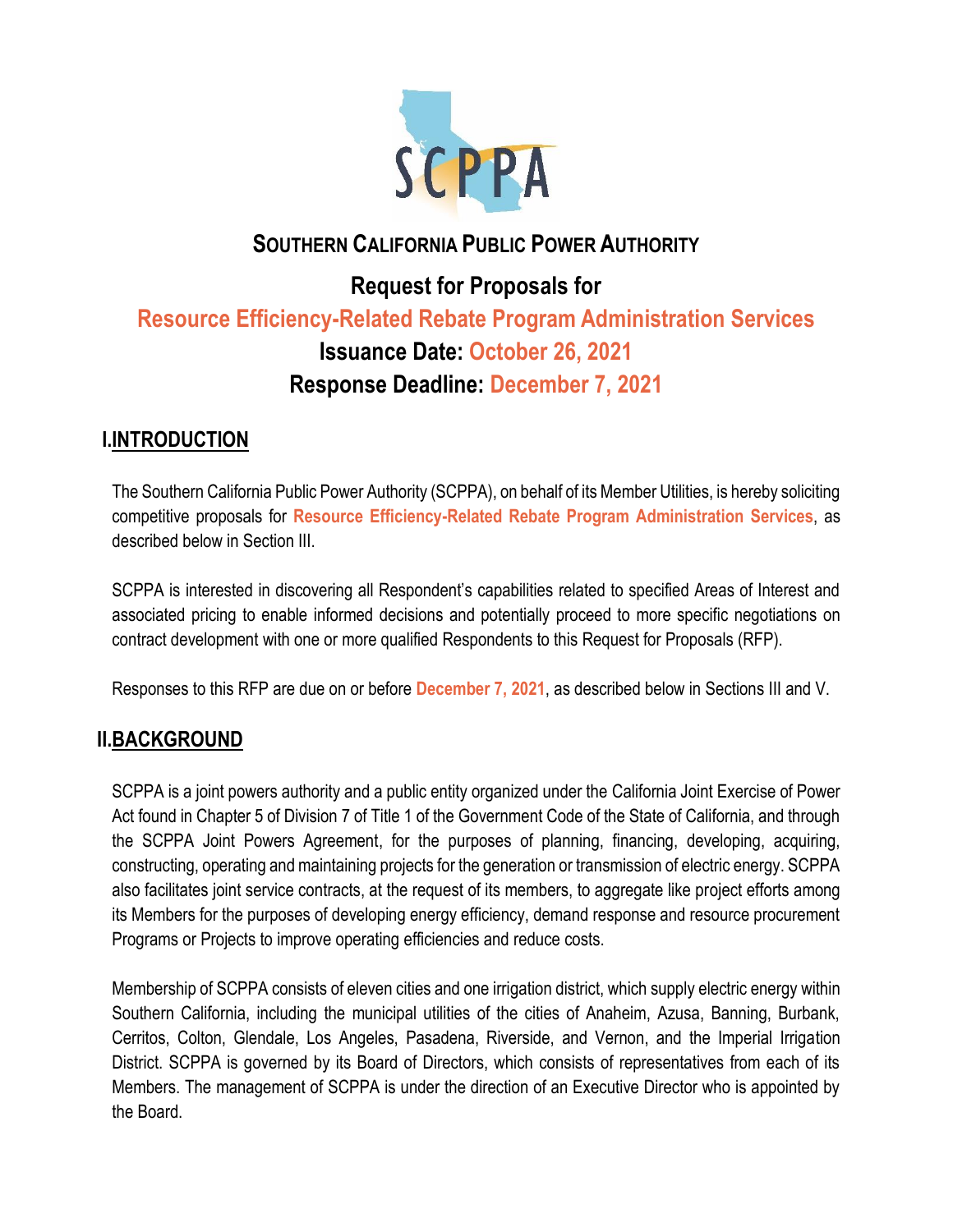# SOUTHERN CALIFORNIA PUBLIC POWER AUTHORITY

## Request for Proposals for

## Resource Efficiency-Related Rebate Program Administration Services

## Issuance Date: October 26, 2021

## Response Deadline: December 7, 2021

## I. INTRODUCTION

The Southern California Public Power Authority (SCPPA), on behalf of its Member Utilities, is hereby soliciting competitive proposals for **Resource Efficiency-Related Rebate Program Administration Services**, as described below in Section III.

SCPPA is interested in discovering all Respondent's capabilities related to specified Areas of Interest and associated pricing to enable informed decisions and potentially proceed to more specific negotiations on contract development with one or more qualified Respondents to this Request for Proposals (RFP).

Responses to this RFP are due on or before **December 7, 2021**, as described below in Sections III and V.

## II. BACKGROUND

SCPPA is a joint powers authority and a public entity organized under the California Joint Exercise of Power Act found in Chapter 5 of Division 7 of Title 1 of the Government Code of the State of California, and through the SCPPA Joint Powers Agreement, for the purposes of planning, financing, developing, acquiring, constructing, operating and maintaining projects for the generation or transmission of electric energy. SCPPA also facilitates joint service contracts, at the request of its members, to aggregate like project efforts among its Members for the purposes of developing energy efficiency, demand response and resource procurement Programs or Projects to improve operating efficiencies and reduce costs.

Membership of SCPPA consists of eleven cities and one irrigation district, which supply electric energy within Southern California, including the municipal utilities of the cities of Anaheim, Azusa, Banning, Burbank, Cerritos, Colton, Glendale, Los Angeles, Pasadena, Riverside, and Vernon, and the Imperial Irrigation District. SCPPA is governed by its Board of Directors, which consists of representatives from each of its Members. The management of SCPPA is under the direction of an Executive Director who is appointed by the Board.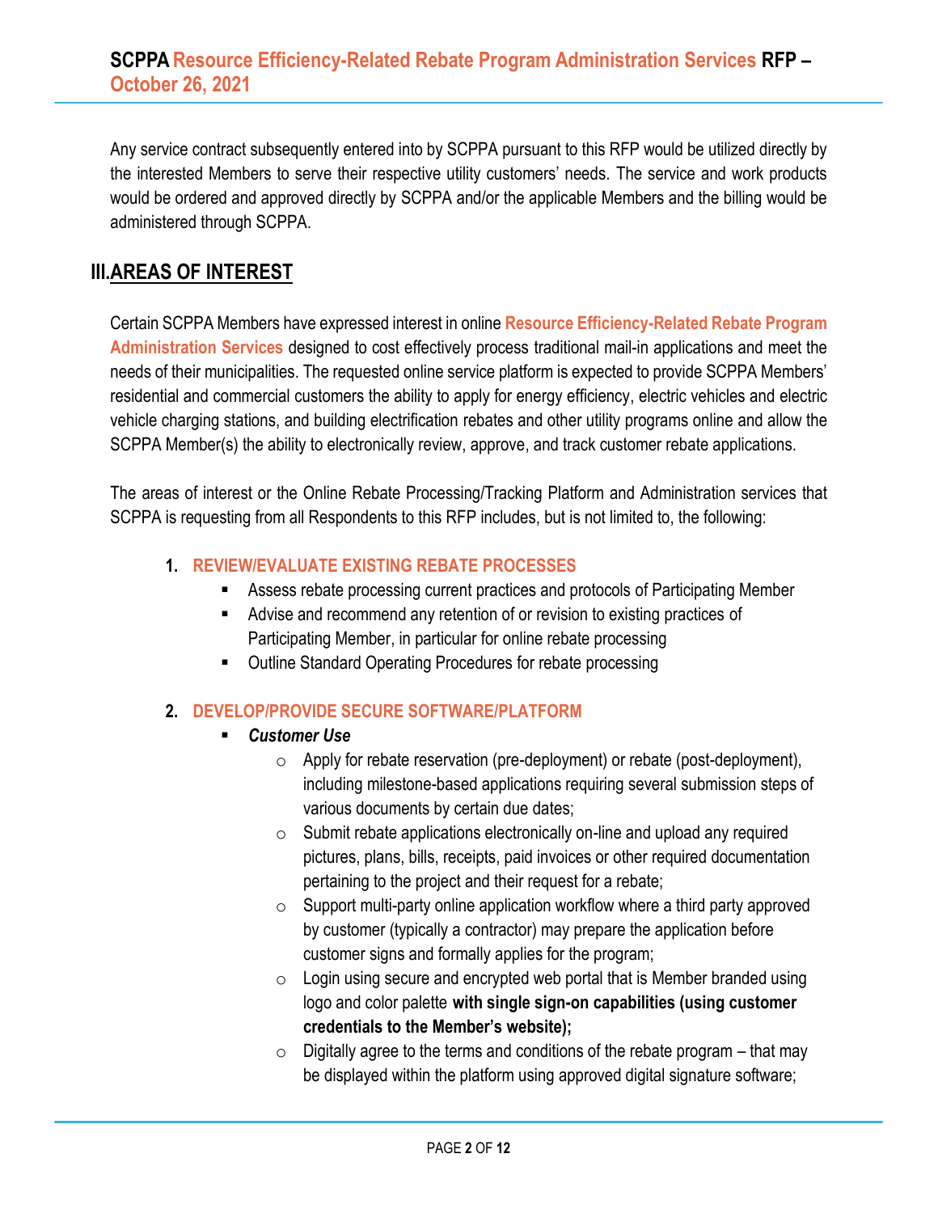Any service contract subsequently entered into by SCPPA pursuant to this RFP would be utilized directly by the interested Members to serve their respective utility customers' needs. The service and work products would be ordered and approved directly by SCPPA and/or the applicable Members and the billing would be administered through SCPPA.

## III. AREAS OF INTEREST

Certain SCPPA Members have expressed interest in online **Resource Efficiency-Related Rebate Program Administration Services** designed to cost effectively process traditional mail-in applications and meet the needs of their municipalities. The requested online service platform is expected to provide SCPPA Members' residential and commercial customers the ability to apply for energy efficiency, electric vehicles and electric vehicle charging stations, and building electrification rebates and other utility programs online and allow the SCPPA Member(s) the ability to electronically review, approve, and track customer rebate applications.

The areas of interest or the Online Rebate Processing/Tracking Platform and Administration services that SCPPA is requesting from all Respondents to this RFP includes, but is not limited to, the following:

1. **REVIEW/EVALUATE EXISTING REBATE PROCESSES**
   - Assess rebate processing current practices and protocols of Participating Member
   - Advise and recommend any retention of or revision to existing practices of Participating Member, in particular for online rebate processing
   - Outline Standard Operating Procedures for rebate processing

2. **DEVELOP/PROVIDE SECURE SOFTWARE/PLATFORM**
   - ***Customer Use***
     - Apply for rebate reservation (pre-deployment) or rebate (post-deployment), including milestone-based applications requiring several submission steps of various documents by certain due dates;
     - Submit rebate applications electronically on-line and upload any required pictures, plans, bills, receipts, paid invoices or other required documentation pertaining to the project and their request for a rebate;
     - Support multi-party online application workflow where a third party approved by customer (typically a contractor) may prepare the application before customer signs and formally applies for the program;
     - Login using secure and encrypted web portal that is Member branded using logo and color palette **with single sign-on capabilities (using customer credentials to the Member's website);**
     - Digitally agree to the terms and conditions of the rebate program – that may be displayed within the platform using approved digital signature software;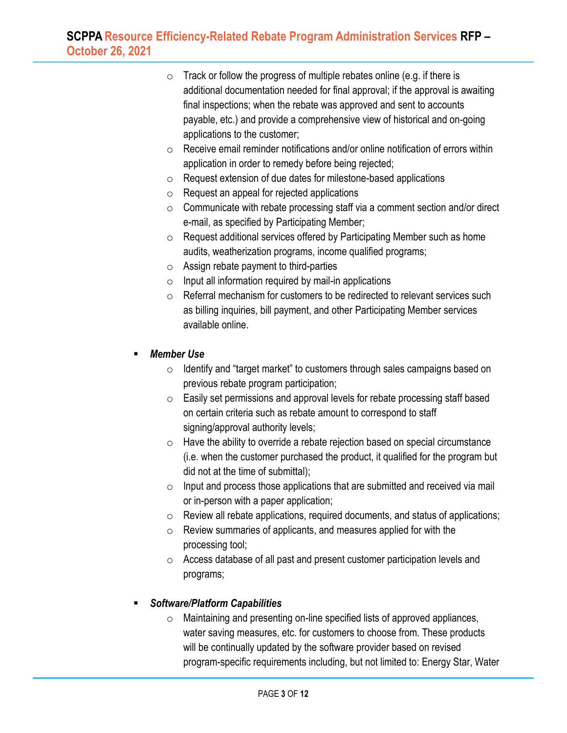- Track or follow the progress of multiple rebates online (e.g. if there is additional documentation needed for final approval; if the approval is awaiting final inspections; when the rebate was approved and sent to accounts payable, etc.) and provide a comprehensive view of historical and on-going applications to the customer;
- Receive email reminder notifications and/or online notification of errors within application in order to remedy before being rejected;
- Request extension of due dates for milestone-based applications
- Request an appeal for rejected applications
- Communicate with rebate processing staff via a comment section and/or direct e-mail, as specified by Participating Member;
- Request additional services offered by Participating Member such as home audits, weatherization programs, income qualified programs;
- Assign rebate payment to third-parties
- Input all information required by mail-in applications
- Referral mechanism for customers to be redirected to relevant services such as billing inquiries, bill payment, and other Participating Member services available online.

- ***Member Use***
  - Identify and "target market" to customers through sales campaigns based on previous rebate program participation;
  - Easily set permissions and approval levels for rebate processing staff based on certain criteria such as rebate amount to correspond to staff signing/approval authority levels;
  - Have the ability to override a rebate rejection based on special circumstance (i.e. when the customer purchased the product, it qualified for the program but did not at the time of submittal);
  - Input and process those applications that are submitted and received via mail or in-person with a paper application;
  - Review all rebate applications, required documents, and status of applications;
  - Review summaries of applicants, and measures applied for with the processing tool;
  - Access database of all past and present customer participation levels and programs;

- ***Software/Platform Capabilities***
  - Maintaining and presenting on-line specified lists of approved appliances, water saving measures, etc. for customers to choose from. These products will be continually updated by the software provider based on revised program-specific requirements including, but not limited to: Energy Star, Water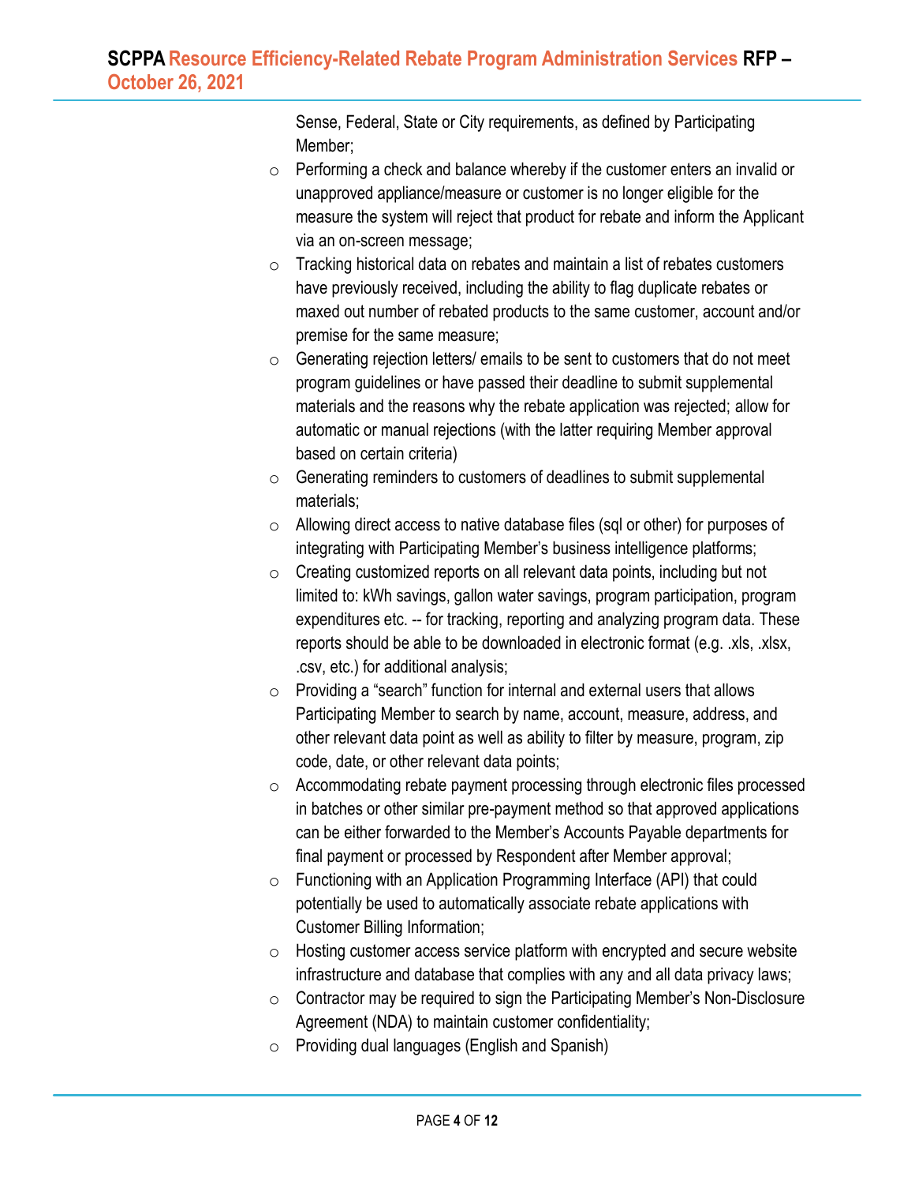Sense, Federal, State or City requirements, as defined by Participating Member;

- Performing a check and balance whereby if the customer enters an invalid or unapproved appliance/measure or customer is no longer eligible for the measure the system will reject that product for rebate and inform the Applicant via an on-screen message;
- Tracking historical data on rebates and maintain a list of rebates customers have previously received, including the ability to flag duplicate rebates or maxed out number of rebated products to the same customer, account and/or premise for the same measure;
- Generating rejection letters/ emails to be sent to customers that do not meet program guidelines or have passed their deadline to submit supplemental materials and the reasons why the rebate application was rejected; allow for automatic or manual rejections (with the latter requiring Member approval based on certain criteria)
- Generating reminders to customers of deadlines to submit supplemental materials;
- Allowing direct access to native database files (sql or other) for purposes of integrating with Participating Member's business intelligence platforms;
- Creating customized reports on all relevant data points, including but not limited to: kWh savings, gallon water savings, program participation, program expenditures etc. -- for tracking, reporting and analyzing program data. These reports should be able to be downloaded in electronic format (e.g. .xls, .xlsx, .csv, etc.) for additional analysis;
- Providing a "search" function for internal and external users that allows Participating Member to search by name, account, measure, address, and other relevant data point as well as ability to filter by measure, program, zip code, date, or other relevant data points;
- Accommodating rebate payment processing through electronic files processed in batches or other similar pre-payment method so that approved applications can be either forwarded to the Member's Accounts Payable departments for final payment or processed by Respondent after Member approval;
- Functioning with an Application Programming Interface (API) that could potentially be used to automatically associate rebate applications with Customer Billing Information;
- Hosting customer access service platform with encrypted and secure website infrastructure and database that complies with any and all data privacy laws;
- Contractor may be required to sign the Participating Member's Non-Disclosure Agreement (NDA) to maintain customer confidentiality;
- Providing dual languages (English and Spanish)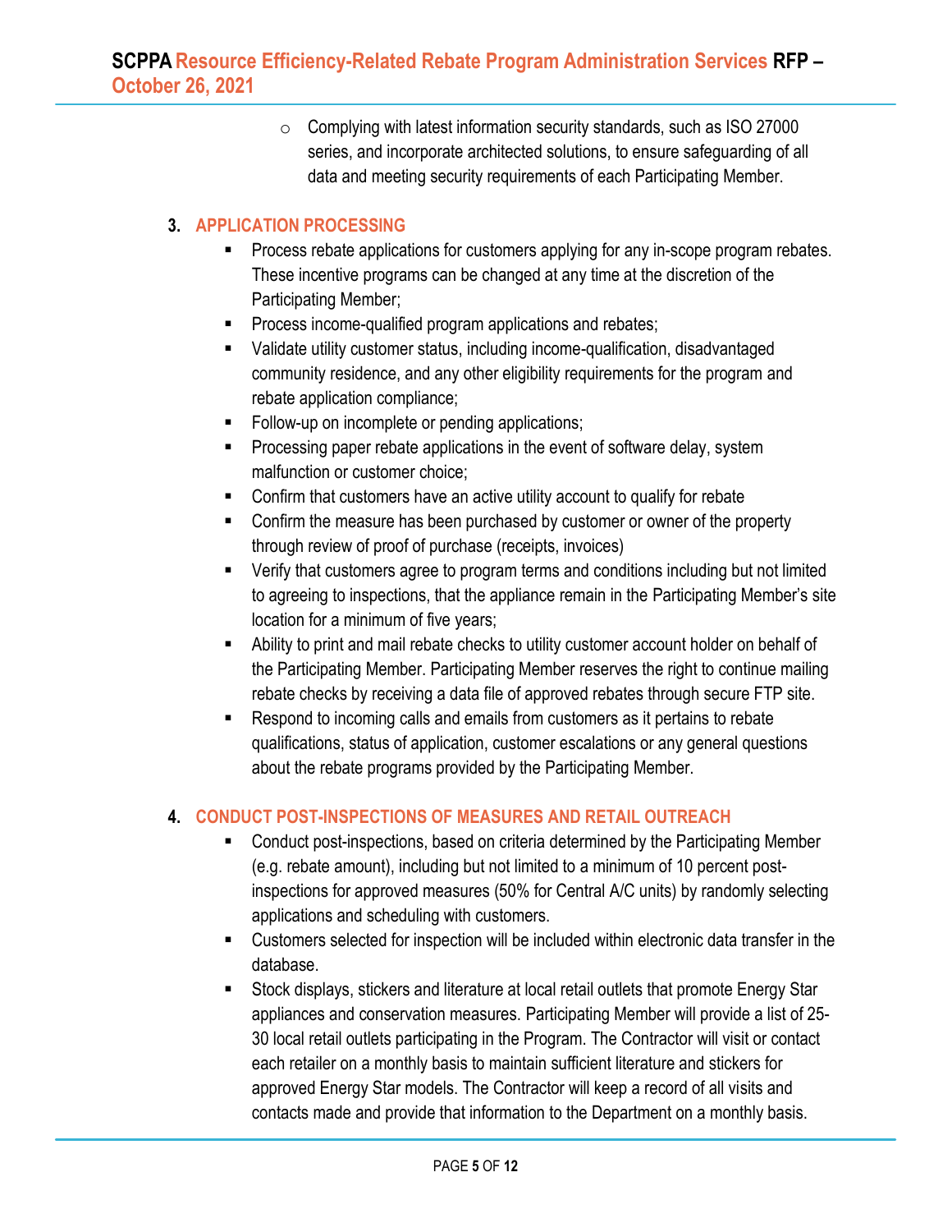- Complying with latest information security standards, such as ISO 27000 series, and incorporate architected solutions, to ensure safeguarding of all data and meeting security requirements of each Participating Member.

### 3. APPLICATION PROCESSING

- Process rebate applications for customers applying for any in-scope program rebates. These incentive programs can be changed at any time at the discretion of the Participating Member;
- Process income-qualified program applications and rebates;
- Validate utility customer status, including income-qualification, disadvantaged community residence, and any other eligibility requirements for the program and rebate application compliance;
- Follow-up on incomplete or pending applications;
- Processing paper rebate applications in the event of software delay, system malfunction or customer choice;
- Confirm that customers have an active utility account to qualify for rebate
- Confirm the measure has been purchased by customer or owner of the property through review of proof of purchase (receipts, invoices)
- Verify that customers agree to program terms and conditions including but not limited to agreeing to inspections, that the appliance remain in the Participating Member's site location for a minimum of five years;
- Ability to print and mail rebate checks to utility customer account holder on behalf of the Participating Member. Participating Member reserves the right to continue mailing rebate checks by receiving a data file of approved rebates through secure FTP site.
- Respond to incoming calls and emails from customers as it pertains to rebate qualifications, status of application, customer escalations or any general questions about the rebate programs provided by the Participating Member.

### 4. CONDUCT POST-INSPECTIONS OF MEASURES AND RETAIL OUTREACH

- Conduct post-inspections, based on criteria determined by the Participating Member (e.g. rebate amount), including but not limited to a minimum of 10 percent post-inspections for approved measures (50% for Central A/C units) by randomly selecting applications and scheduling with customers.
- Customers selected for inspection will be included within electronic data transfer in the database.
- Stock displays, stickers and literature at local retail outlets that promote Energy Star appliances and conservation measures. Participating Member will provide a list of 25-30 local retail outlets participating in the Program. The Contractor will visit or contact each retailer on a monthly basis to maintain sufficient literature and stickers for approved Energy Star models. The Contractor will keep a record of all visits and contacts made and provide that information to the Department on a monthly basis.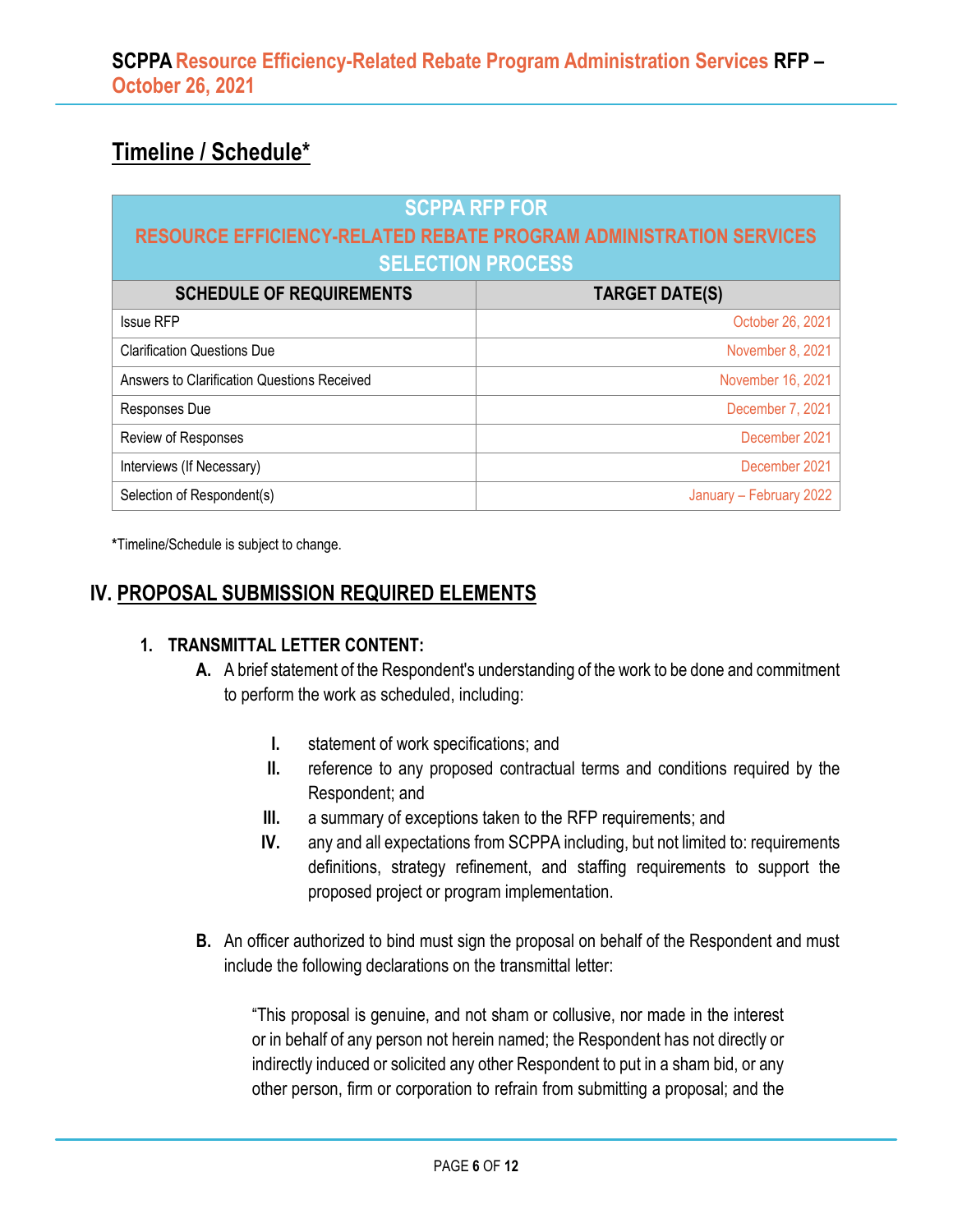## Timeline / Schedule*

| SCPPA RFP FOR RESOURCE EFFICIENCY-RELATED REBATE PROGRAM ADMINISTRATION SERVICES SELECTION PROCESS | |
|---|---|
| **SCHEDULE OF REQUIREMENTS** | **TARGET DATE(S)** |
| Issue RFP | October 26, 2021 |
| Clarification Questions Due | November 8, 2021 |
| Answers to Clarification Questions Received | November 16, 2021 |
| Responses Due | December 7, 2021 |
| Review of Responses | December 2021 |
| Interviews (If Necessary) | December 2021 |
| Selection of Respondent(s) | January – February 2022 |

***Timeline/Schedule is subject to change.**

## IV. PROPOSAL SUBMISSION REQUIRED ELEMENTS

**1. TRANSMITTAL LETTER CONTENT:**

**A.** A brief statement of the Respondent's understanding of the work to be done and commitment to perform the work as scheduled, including:

- **I.** statement of work specifications; and
- **II.** reference to any proposed contractual terms and conditions required by the Respondent; and
- **III.** a summary of exceptions taken to the RFP requirements; and
- **IV.** any and all expectations from SCPPA including, but not limited to: requirements definitions, strategy refinement, and staffing requirements to support the proposed project or program implementation.

**B.** An officer authorized to bind must sign the proposal on behalf of the Respondent and must include the following declarations on the transmittal letter:

"This proposal is genuine, and not sham or collusive, nor made in the interest or in behalf of any person not herein named; the Respondent has not directly or indirectly induced or solicited any other Respondent to put in a sham bid, or any other person, firm or corporation to refrain from submitting a proposal; and the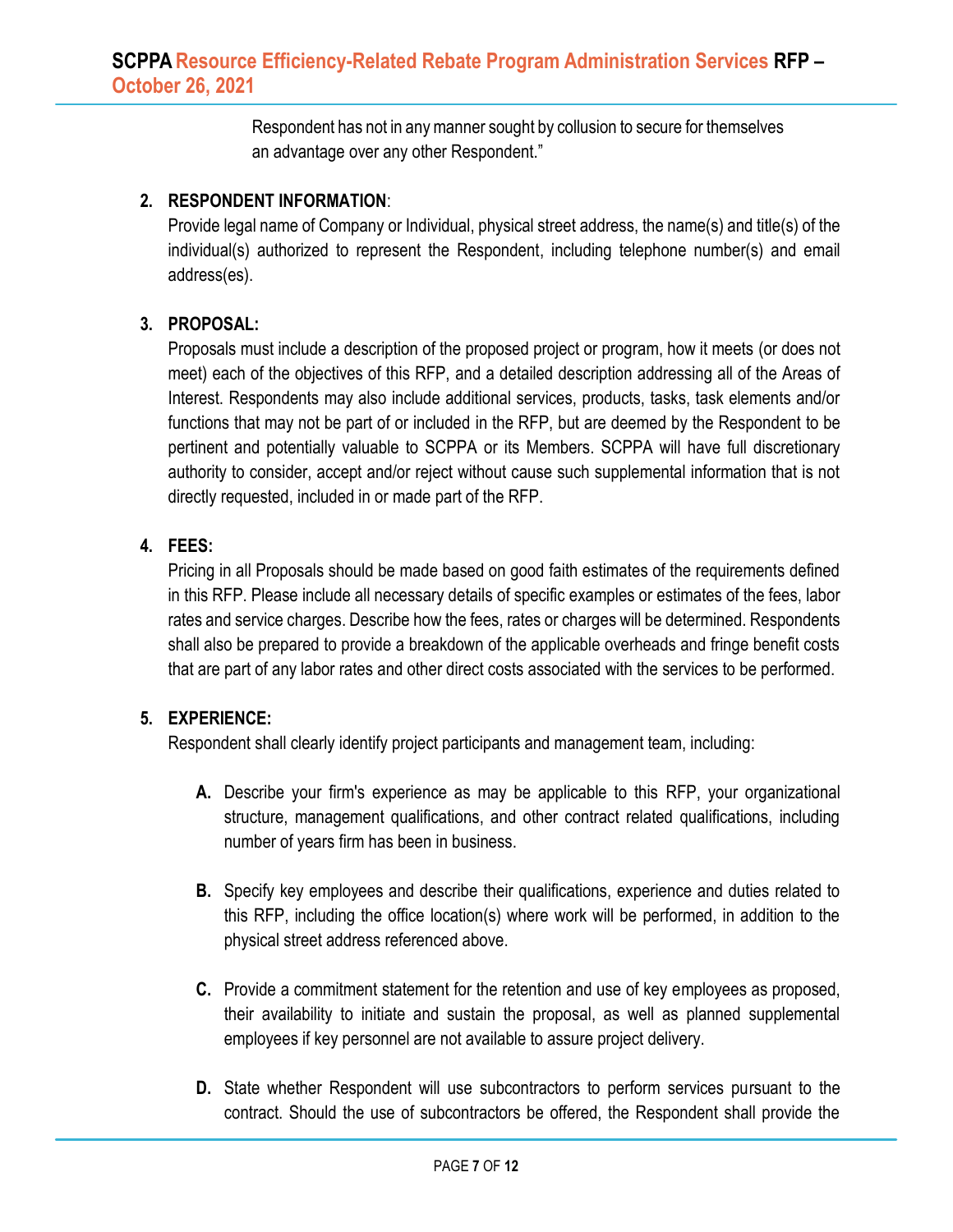Respondent has not in any manner sought by collusion to secure for themselves an advantage over any other Respondent."

2. **RESPONDENT INFORMATION**:
   Provide legal name of Company or Individual, physical street address, the name(s) and title(s) of the individual(s) authorized to represent the Respondent, including telephone number(s) and email address(es).

3. **PROPOSAL:**
   Proposals must include a description of the proposed project or program, how it meets (or does not meet) each of the objectives of this RFP, and a detailed description addressing all of the Areas of Interest. Respondents may also include additional services, products, tasks, task elements and/or functions that may not be part of or included in the RFP, but are deemed by the Respondent to be pertinent and potentially valuable to SCPPA or its Members. SCPPA will have full discretionary authority to consider, accept and/or reject without cause such supplemental information that is not directly requested, included in or made part of the RFP.

4. **FEES:**
   Pricing in all Proposals should be made based on good faith estimates of the requirements defined in this RFP. Please include all necessary details of specific examples or estimates of the fees, labor rates and service charges. Describe how the fees, rates or charges will be determined. Respondents shall also be prepared to provide a breakdown of the applicable overheads and fringe benefit costs that are part of any labor rates and other direct costs associated with the services to be performed.

5. **EXPERIENCE:**
   Respondent shall clearly identify project participants and management team, including:

   **A.** Describe your firm's experience as may be applicable to this RFP, your organizational structure, management qualifications, and other contract related qualifications, including number of years firm has been in business.

   **B.** Specify key employees and describe their qualifications, experience and duties related to this RFP, including the office location(s) where work will be performed, in addition to the physical street address referenced above.

   **C.** Provide a commitment statement for the retention and use of key employees as proposed, their availability to initiate and sustain the proposal, as well as planned supplemental employees if key personnel are not available to assure project delivery.

   **D.** State whether Respondent will use subcontractors to perform services pursuant to the contract. Should the use of subcontractors be offered, the Respondent shall provide the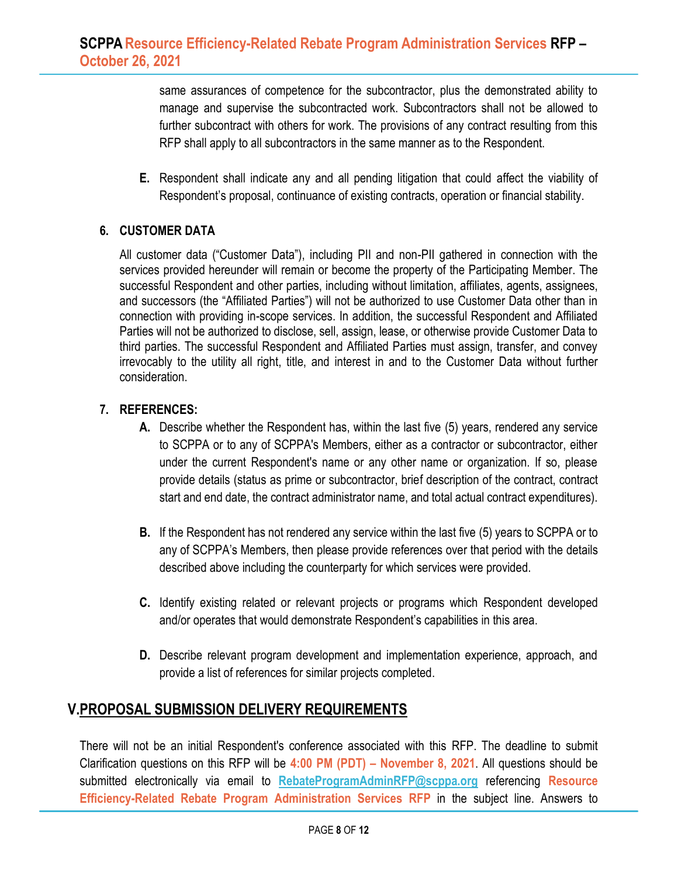same assurances of competence for the subcontractor, plus the demonstrated ability to manage and supervise the subcontracted work. Subcontractors shall not be allowed to further subcontract with others for work. The provisions of any contract resulting from this RFP shall apply to all subcontractors in the same manner as to the Respondent.

**E.** Respondent shall indicate any and all pending litigation that could affect the viability of Respondent's proposal, continuance of existing contracts, operation or financial stability.

### 6. CUSTOMER DATA

All customer data ("Customer Data"), including PII and non-PII gathered in connection with the services provided hereunder will remain or become the property of the Participating Member. The successful Respondent and other parties, including without limitation, affiliates, agents, assignees, and successors (the "Affiliated Parties") will not be authorized to use Customer Data other than in connection with providing in-scope services. In addition, the successful Respondent and Affiliated Parties will not be authorized to disclose, sell, assign, lease, or otherwise provide Customer Data to third parties. The successful Respondent and Affiliated Parties must assign, transfer, and convey irrevocably to the utility all right, title, and interest in and to the Customer Data without further consideration.

### 7. REFERENCES:

**A.** Describe whether the Respondent has, within the last five (5) years, rendered any service to SCPPA or to any of SCPPA's Members, either as a contractor or subcontractor, either under the current Respondent's name or any other name or organization. If so, please provide details (status as prime or subcontractor, brief description of the contract, contract start and end date, the contract administrator name, and total actual contract expenditures).

**B.** If the Respondent has not rendered any service within the last five (5) years to SCPPA or to any of SCPPA's Members, then please provide references over that period with the details described above including the counterparty for which services were provided.

**C.** Identify existing related or relevant projects or programs which Respondent developed and/or operates that would demonstrate Respondent's capabilities in this area.

**D.** Describe relevant program development and implementation experience, approach, and provide a list of references for similar projects completed.

## V. PROPOSAL SUBMISSION DELIVERY REQUIREMENTS

There will not be an initial Respondent's conference associated with this RFP. The deadline to submit Clarification questions on this RFP will be **4:00 PM (PDT) – November 8, 2021**. All questions should be submitted electronically via email to **RebateProgramAdminRFP@scppa.org** referencing **Resource Efficiency-Related Rebate Program Administration Services RFP** in the subject line. Answers to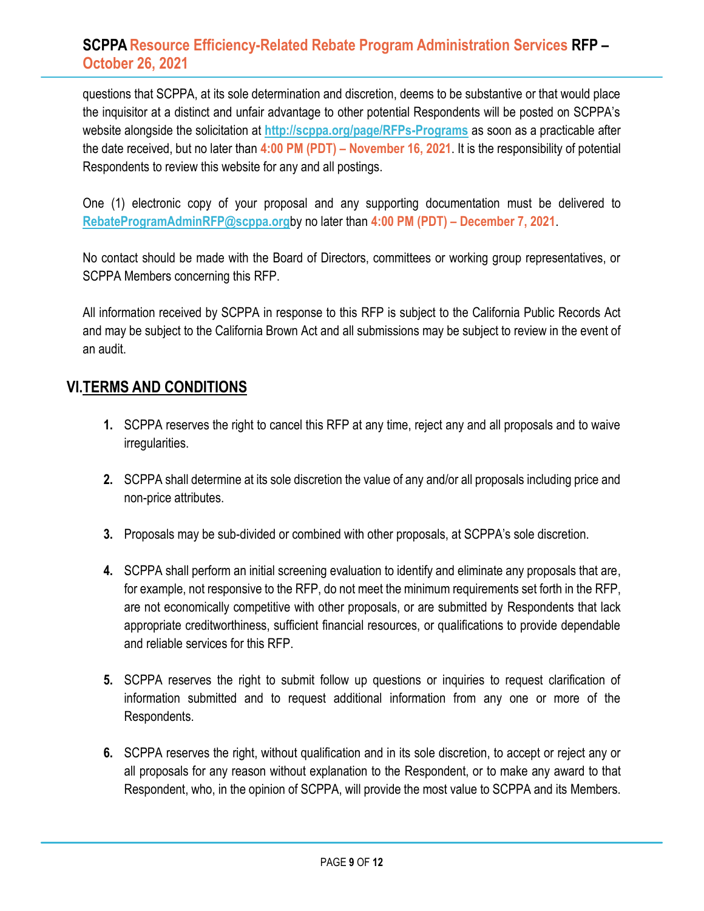questions that SCPPA, at its sole determination and discretion, deems to be substantive or that would place the inquisitor at a distinct and unfair advantage to other potential Respondents will be posted on SCPPA's website alongside the solicitation at **http://scppa.org/page/RFPs-Programs** as soon as a practicable after the date received, but no later than **4:00 PM (PDT) – November 16, 2021**. It is the responsibility of potential Respondents to review this website for any and all postings.

One (1) electronic copy of your proposal and any supporting documentation must be delivered to **RebateProgramAdminRFP@scppa.org**by no later than **4:00 PM (PDT) – December 7, 2021**.

No contact should be made with the Board of Directors, committees or working group representatives, or SCPPA Members concerning this RFP.

All information received by SCPPA in response to this RFP is subject to the California Public Records Act and may be subject to the California Brown Act and all submissions may be subject to review in the event of an audit.

## VI. TERMS AND CONDITIONS

1. SCPPA reserves the right to cancel this RFP at any time, reject any and all proposals and to waive irregularities.

2. SCPPA shall determine at its sole discretion the value of any and/or all proposals including price and non-price attributes.

3. Proposals may be sub-divided or combined with other proposals, at SCPPA's sole discretion.

4. SCPPA shall perform an initial screening evaluation to identify and eliminate any proposals that are, for example, not responsive to the RFP, do not meet the minimum requirements set forth in the RFP, are not economically competitive with other proposals, or are submitted by Respondents that lack appropriate creditworthiness, sufficient financial resources, or qualifications to provide dependable and reliable services for this RFP.

5. SCPPA reserves the right to submit follow up questions or inquiries to request clarification of information submitted and to request additional information from any one or more of the Respondents.

6. SCPPA reserves the right, without qualification and in its sole discretion, to accept or reject any or all proposals for any reason without explanation to the Respondent, or to make any award to that Respondent, who, in the opinion of SCPPA, will provide the most value to SCPPA and its Members.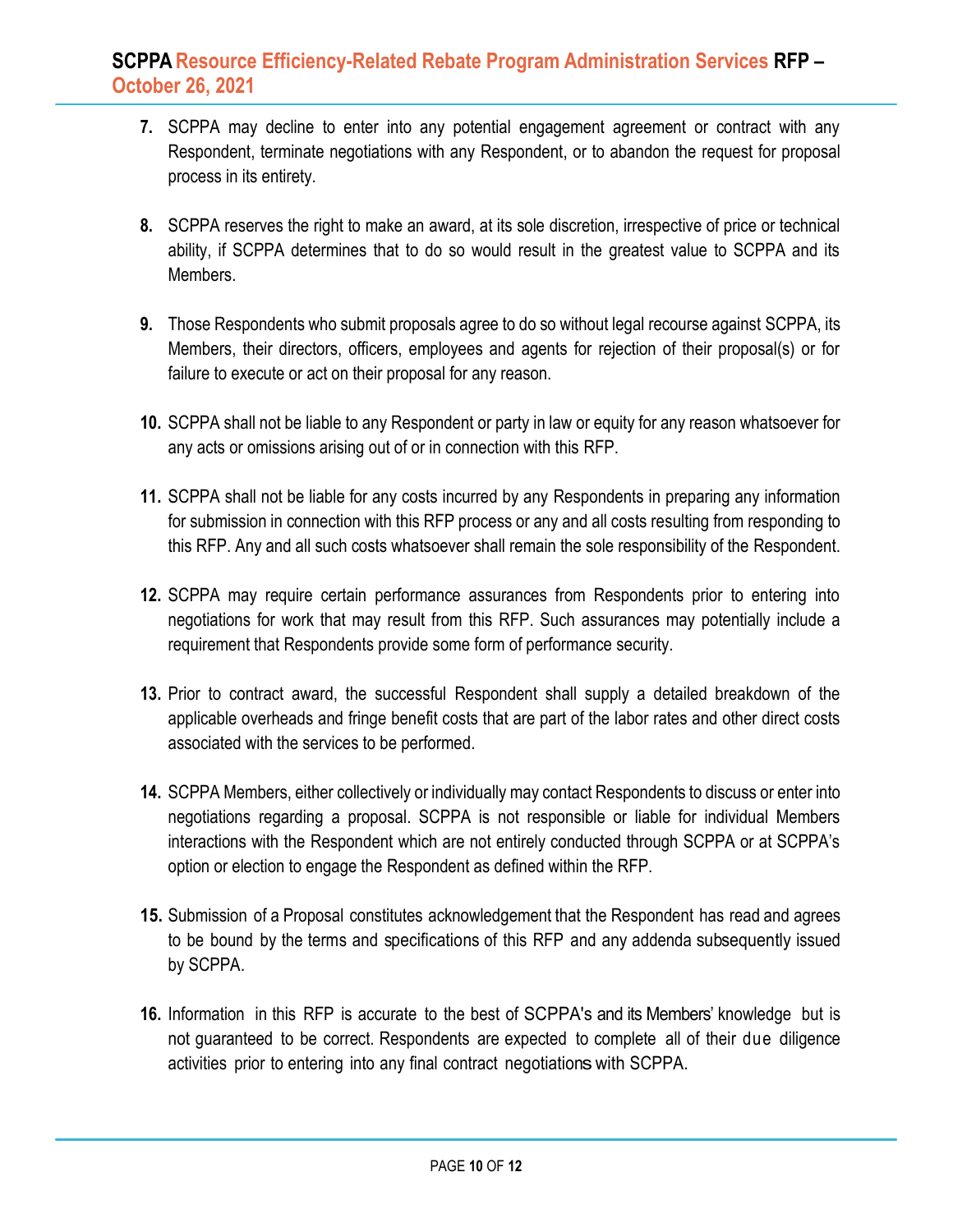7. SCPPA may decline to enter into any potential engagement agreement or contract with any Respondent, terminate negotiations with any Respondent, or to abandon the request for proposal process in its entirety.

8. SCPPA reserves the right to make an award, at its sole discretion, irrespective of price or technical ability, if SCPPA determines that to do so would result in the greatest value to SCPPA and its Members.

9. Those Respondents who submit proposals agree to do so without legal recourse against SCPPA, its Members, their directors, officers, employees and agents for rejection of their proposal(s) or for failure to execute or act on their proposal for any reason.

10. SCPPA shall not be liable to any Respondent or party in law or equity for any reason whatsoever for any acts or omissions arising out of or in connection with this RFP.

11. SCPPA shall not be liable for any costs incurred by any Respondents in preparing any information for submission in connection with this RFP process or any and all costs resulting from responding to this RFP. Any and all such costs whatsoever shall remain the sole responsibility of the Respondent.

12. SCPPA may require certain performance assurances from Respondents prior to entering into negotiations for work that may result from this RFP. Such assurances may potentially include a requirement that Respondents provide some form of performance security.

13. Prior to contract award, the successful Respondent shall supply a detailed breakdown of the applicable overheads and fringe benefit costs that are part of the labor rates and other direct costs associated with the services to be performed.

14. SCPPA Members, either collectively or individually may contact Respondents to discuss or enter into negotiations regarding a proposal. SCPPA is not responsible or liable for individual Members interactions with the Respondent which are not entirely conducted through SCPPA or at SCPPA's option or election to engage the Respondent as defined within the RFP.

15. Submission of a Proposal constitutes acknowledgement that the Respondent has read and agrees to be bound by the terms and specifications of this RFP and any addenda subsequently issued by SCPPA.

16. Information in this RFP is accurate to the best of SCPPA's and its Members' knowledge but is not guaranteed to be correct. Respondents are expected to complete all of their due diligence activities prior to entering into any final contract negotiations with SCPPA.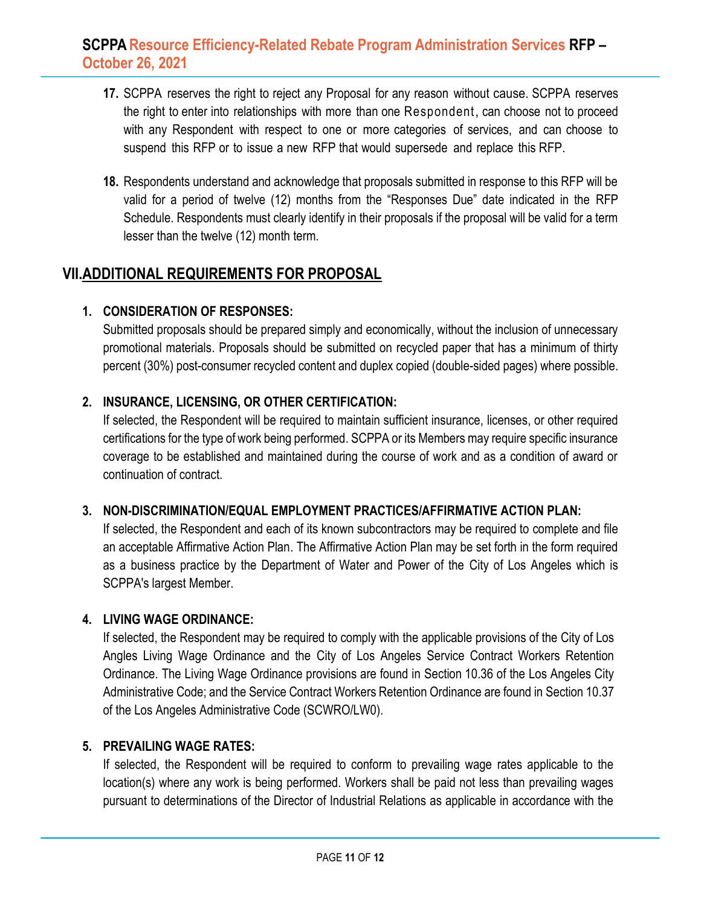17. SCPPA reserves the right to reject any Proposal for any reason without cause. SCPPA reserves the right to enter into relationships with more than one Respondent, can choose not to proceed with any Respondent with respect to one or more categories of services, and can choose to suspend this RFP or to issue a new RFP that would supersede and replace this RFP.

18. Respondents understand and acknowledge that proposals submitted in response to this RFP will be valid for a period of twelve (12) months from the "Responses Due" date indicated in the RFP Schedule. Respondents must clearly identify in their proposals if the proposal will be valid for a term lesser than the twelve (12) month term.

## VII. ADDITIONAL REQUIREMENTS FOR PROPOSAL

1. **CONSIDERATION OF RESPONSES:**
   Submitted proposals should be prepared simply and economically, without the inclusion of unnecessary promotional materials. Proposals should be submitted on recycled paper that has a minimum of thirty percent (30%) post-consumer recycled content and duplex copied (double-sided pages) where possible.

2. **INSURANCE, LICENSING, OR OTHER CERTIFICATION:**
   If selected, the Respondent will be required to maintain sufficient insurance, licenses, or other required certifications for the type of work being performed. SCPPA or its Members may require specific insurance coverage to be established and maintained during the course of work and as a condition of award or continuation of contract.

3. **NON-DISCRIMINATION/EQUAL EMPLOYMENT PRACTICES/AFFIRMATIVE ACTION PLAN:**
   If selected, the Respondent and each of its known subcontractors may be required to complete and file an acceptable Affirmative Action Plan. The Affirmative Action Plan may be set forth in the form required as a business practice by the Department of Water and Power of the City of Los Angeles which is SCPPA's largest Member.

4. **LIVING WAGE ORDINANCE:**
   If selected, the Respondent may be required to comply with the applicable provisions of the City of Los Angles Living Wage Ordinance and the City of Los Angeles Service Contract Workers Retention Ordinance. The Living Wage Ordinance provisions are found in Section 10.36 of the Los Angeles City Administrative Code; and the Service Contract Workers Retention Ordinance are found in Section 10.37 of the Los Angeles Administrative Code (SCWRO/LW0).

5. **PREVAILING WAGE RATES:**
   If selected, the Respondent will be required to conform to prevailing wage rates applicable to the location(s) where any work is being performed. Workers shall be paid not less than prevailing wages pursuant to determinations of the Director of Industrial Relations as applicable in accordance with the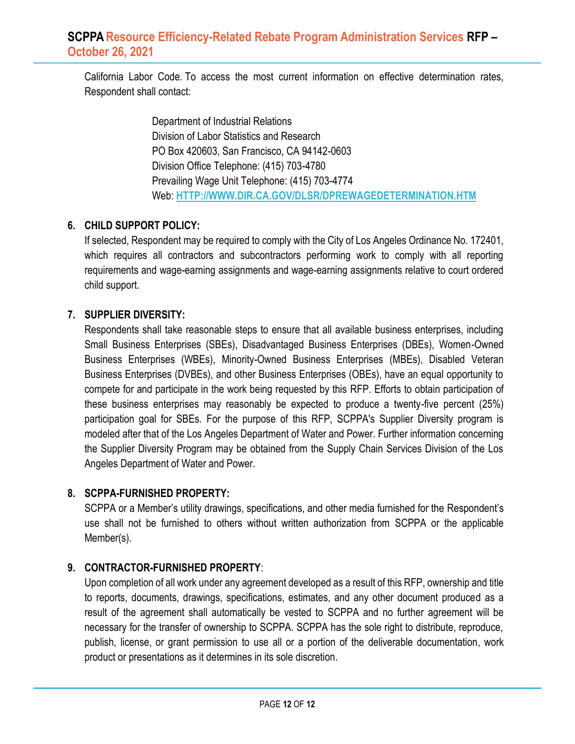California Labor Code. To access the most current information on effective determination rates, Respondent shall contact:

Department of Industrial Relations
Division of Labor Statistics and Research
PO Box 420603, San Francisco, CA 94142-0603
Division Office Telephone: (415) 703-4780
Prevailing Wage Unit Telephone: (415) 703-4774
Web: **HTTP://WWW.DIR.CA.GOV/DLSR/DPREWAGEDETERMINATION.HTM**

**6. CHILD SUPPORT POLICY:**

If selected, Respondent may be required to comply with the City of Los Angeles Ordinance No. 172401, which requires all contractors and subcontractors performing work to comply with all reporting requirements and wage-earning assignments and wage-earning assignments relative to court ordered child support.

**7. SUPPLIER DIVERSITY:**

Respondents shall take reasonable steps to ensure that all available business enterprises, including Small Business Enterprises (SBEs), Disadvantaged Business Enterprises (DBEs), Women-Owned Business Enterprises (WBEs), Minority-Owned Business Enterprises (MBEs), Disabled Veteran Business Enterprises (DVBEs), and other Business Enterprises (OBEs), have an equal opportunity to compete for and participate in the work being requested by this RFP. Efforts to obtain participation of these business enterprises may reasonably be expected to produce a twenty-five percent (25%) participation goal for SBEs. For the purpose of this RFP, SCPPA's Supplier Diversity program is modeled after that of the Los Angeles Department of Water and Power. Further information concerning the Supplier Diversity Program may be obtained from the Supply Chain Services Division of the Los Angeles Department of Water and Power.

**8. SCPPA-FURNISHED PROPERTY:**

SCPPA or a Member's utility drawings, specifications, and other media furnished for the Respondent's use shall not be furnished to others without written authorization from SCPPA or the applicable Member(s).

**9. CONTRACTOR-FURNISHED PROPERTY**:

Upon completion of all work under any agreement developed as a result of this RFP, ownership and title to reports, documents, drawings, specifications, estimates, and any other document produced as a result of the agreement shall automatically be vested to SCPPA and no further agreement will be necessary for the transfer of ownership to SCPPA. SCPPA has the sole right to distribute, reproduce, publish, license, or grant permission to use all or a portion of the deliverable documentation, work product or presentations as it determines in its sole discretion.